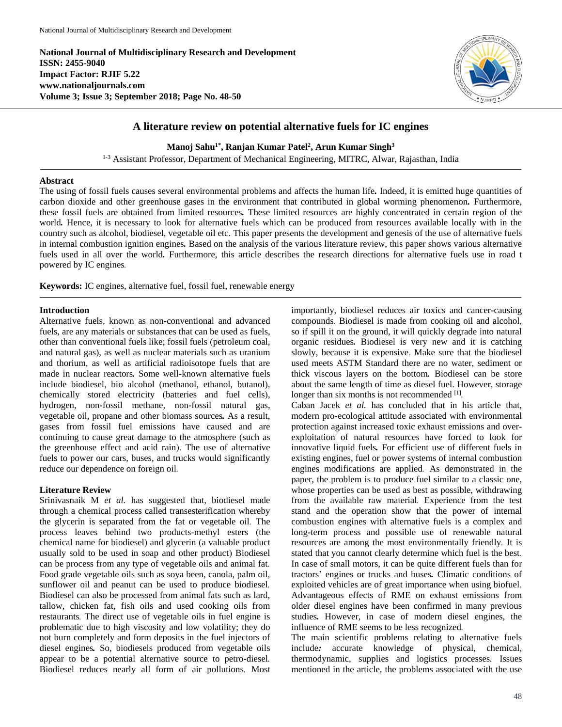**National Journal of Multidisciplinary Research and Development**
**ISSN: 2455-9040**
**Impact Factor: RJIF 5.22**
**www.nationaljournals.com**
**Volume 3; Issue 3; September 2018; Page No. 48-50**

# A literature review on potential alternative fuels for IC engines

**Manoj Sahu[1*], Ranjan Kumar Patel[2], Arun Kumar Singh[3]**

[1-3] Assistant Professor, Department of Mechanical Engineering, MITRC, Alwar, Rajasthan, India

## Abstract

The using of fossil fuels causes several environmental problems and affects the human life**.** Indeed, it is emitted huge quantities of carbon dioxide and other greenhouse gases in the environment that contributed in global worming phenomenon**.** Furthermore, these fossil fuels are obtained from limited resources**.** These limited resources are highly concentrated in certain region of the world**.** Hence, it is necessary to look for alternative fuels which can be produced from resources available locally with in the country such as alcohol, biodiesel, vegetable oil etc. This paper presents the development and genesis of the use of alternative fuels in internal combustion ignition engines**.** Based on the analysis of the various literature review, this paper shows various alternative fuels used in all over the world**.** Furthermore, this article describes the research directions for alternative fuels use in road t powered by IC engines.

**Keywords:** IC engines, alternative fuel, fossil fuel, renewable energy

## Introduction

Alternative fuels, known as non-conventional and advanced fuels, are any materials or substances that can be used as fuels, other than conventional fuels like; fossil fuels (petroleum coal, and natural gas), as well as nuclear materials such as uranium and thorium, as well as artificial radioisotope fuels that are made in nuclear reactors**.** Some well-known alternative fuels include biodiesel, bio alcohol (methanol, ethanol, butanol), chemically stored electricity (batteries and fuel cells), hydrogen, non-fossil methane, non-fossil natural gas, vegetable oil, propane and other biomass sources**.** As a result, gases from fossil fuel emissions have caused and are continuing to cause great damage to the atmosphere (such as the greenhouse effect and acid rain). The use of alternative fuels to power our cars, buses, and trucks would significantly reduce our dependence on foreign oil.

## Literature Review

Srinivasnaik M *et al.* has suggested that, biodiesel made through a chemical process called transesterification whereby the glycerin is separated from the fat or vegetable oil. The process leaves behind two products-methyl esters (the chemical name for biodiesel) and glycerin (a valuable product usually sold to be used in soap and other product) Biodiesel can be process from any type of vegetable oils and animal fat. Food grade vegetable oils such as soya been, canola, palm oil, sunflower oil and peanut can be used to produce biodiesel. Biodiesel can also be processed from animal fats such as lard, tallow, chicken fat, fish oils and used cooking oils from restaurants. The direct use of vegetable oils in fuel engine is problematic due to high viscosity and low volatility; they do not burn completely and form deposits in the fuel injectors of diesel engines**.** So, biodiesels produced from vegetable oils appear to be a potential alternative source to petro-diesel. Biodiesel reduces nearly all form of air pollutions. Most importantly, biodiesel reduces air toxics and cancer-causing compounds. Biodiesel is made from cooking oil and alcohol, so if spill it on the ground, it will quickly degrade into natural organic residues**.** Biodiesel is very new and it is catching slowly, because it is expensive. Make sure that the biodiesel used meets ASTM Standard there are no water, sediment or thick viscous layers on the bottom**.** Biodiesel can be store about the same length of time as diesel fuel. However, storage longer than six months is not recommended [1].

Caban Jacek *et al.* has concluded that in his article that, modern pro-ecological attitude associated with environmental protection against increased toxic exhaust emissions and over-exploitation of natural resources have forced to look for innovative liquid fuels**.** For efficient use of different fuels in existing engines, fuel or power systems of internal combustion engines modifications are applied. As demonstrated in the paper, the problem is to produce fuel similar to a classic one, whose properties can be used as best as possible, withdrawing from the available raw material. Experience from the test stand and the operation show that the power of internal combustion engines with alternative fuels is a complex and long-term process and possible use of renewable natural resources are among the most environmentally friendly. It is stated that you cannot clearly determine which fuel is the best. In case of small motors, it can be quite different fuels than for tractors' engines or trucks and buses**.** Climatic conditions of exploited vehicles are of great importance when using biofuel. Advantageous effects of RME on exhaust emissions from older diesel engines have been confirmed in many previous studies**.** However, in case of modern diesel engines, the influence of RME seems to be less recognized.

The main scientific problems relating to alternative fuels include*:* accurate knowledge of physical, chemical, thermodynamic, supplies and logistics processes. Issues mentioned in the article, the problems associated with the use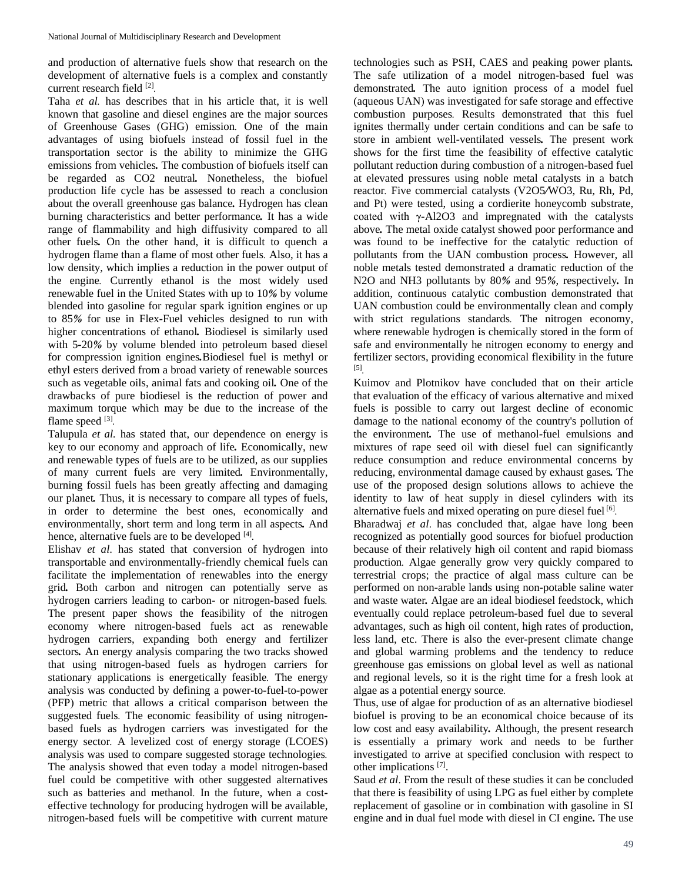and production of alternative fuels show that research on the development of alternative fuels is a complex and constantly current research field [2].

Taha *et al.* has describes that in his article that, it is well known that gasoline and diesel engines are the major sources of Greenhouse Gases (GHG) emission. One of the main advantages of using biofuels instead of fossil fuel in the transportation sector is the ability to minimize the GHG emissions from vehicles. The combustion of biofuels itself can be regarded as CO2 neutral. Nonetheless, the biofuel production life cycle has be assessed to reach a conclusion about the overall greenhouse gas balance. Hydrogen has clean burning characteristics and better performance. It has a wide range of flammability and high diffusivity compared to all other fuels. On the other hand, it is difficult to quench a hydrogen flame than a flame of most other fuels. Also, it has a low density, which implies a reduction in the power output of the engine. Currently ethanol is the most widely used renewable fuel in the United States with up to 10% by volume blended into gasoline for regular spark ignition engines or up to 85% for use in Flex-Fuel vehicles designed to run with higher concentrations of ethanol. Biodiesel is similarly used with 5-20% by volume blended into petroleum based diesel for compression ignition engines.Biodiesel fuel is methyl or ethyl esters derived from a broad variety of renewable sources such as vegetable oils, animal fats and cooking oil. One of the drawbacks of pure biodiesel is the reduction of power and maximum torque which may be due to the increase of the flame speed [3].

Talupula *et al.* has stated that, our dependence on energy is key to our economy and approach of life. Economically, new and renewable types of fuels are to be utilized, as our supplies of many current fuels are very limited. Environmentally, burning fossil fuels has been greatly affecting and damaging our planet. Thus, it is necessary to compare all types of fuels, in order to determine the best ones, economically and environmentally, short term and long term in all aspects. And hence, alternative fuels are to be developed [4].

Elishav *et al*. has stated that conversion of hydrogen into transportable and environmentally-friendly chemical fuels can facilitate the implementation of renewables into the energy grid. Both carbon and nitrogen can potentially serve as hydrogen carriers leading to carbon- or nitrogen-based fuels. The present paper shows the feasibility of the nitrogen economy where nitrogen-based fuels act as renewable hydrogen carriers, expanding both energy and fertilizer sectors. An energy analysis comparing the two tracks showed that using nitrogen-based fuels as hydrogen carriers for stationary applications is energetically feasible. The energy analysis was conducted by defining a power-to-fuel-to-power (PFP) metric that allows a critical comparison between the suggested fuels. The economic feasibility of using nitrogen-based fuels as hydrogen carriers was investigated for the energy sector. A levelized cost of energy storage (LCOES) analysis was used to compare suggested storage technologies. The analysis showed that even today a model nitrogen-based fuel could be competitive with other suggested alternatives such as batteries and methanol. In the future, when a cost-effective technology for producing hydrogen will be available, nitrogen-based fuels will be competitive with current mature technologies such as PSH, CAES and peaking power plants. The safe utilization of a model nitrogen-based fuel was demonstrated. The auto ignition process of a model fuel (aqueous UAN) was investigated for safe storage and effective combustion purposes. Results demonstrated that this fuel ignites thermally under certain conditions and can be safe to store in ambient well-ventilated vessels. The present work shows for the first time the feasibility of effective catalytic pollutant reduction during combustion of a nitrogen-based fuel at elevated pressures using noble metal catalysts in a batch reactor. Five commercial catalysts ($V_2O_5/WO_3$, Ru, Rh, Pd, and Pt) were tested, using a cordierite honeycomb substrate, coated with $\gamma$-$Al_2O_3$ and impregnated with the catalysts above. The metal oxide catalyst showed poor performance and was found to be ineffective for the catalytic reduction of pollutants from the UAN combustion process. However, all noble metals tested demonstrated a dramatic reduction of the $N_2O$ and $NH_3$ pollutants by 80% and 95%, respectively. In addition, continuous catalytic combustion demonstrated that UAN combustion could be environmentally clean and comply with strict regulations standards. The nitrogen economy, where renewable hydrogen is chemically stored in the form of safe and environmentally he nitrogen economy to energy and fertilizer sectors, providing economical flexibility in the future [5].

Kuimov and Plotnikov have concluded that on their article that evaluation of the efficacy of various alternative and mixed fuels is possible to carry out largest decline of economic damage to the national economy of the country's pollution of the environment. The use of methanol-fuel emulsions and mixtures of rape seed oil with diesel fuel can significantly reduce consumption and reduce environmental concerns by reducing, environmental damage caused by exhaust gases. The use of the proposed design solutions allows to achieve the identity to law of heat supply in diesel cylinders with its alternative fuels and mixed operating on pure diesel fuel [6].

Bharadwaj *et al*. has concluded that, algae have long been recognized as potentially good sources for biofuel production because of their relatively high oil content and rapid biomass production. Algae generally grow very quickly compared to terrestrial crops; the practice of algal mass culture can be performed on non-arable lands using non-potable saline water and waste water. Algae are an ideal biodiesel feedstock, which eventually could replace petroleum-based fuel due to several advantages, such as high oil content, high rates of production, less land, etc. There is also the ever-present climate change and global warming problems and the tendency to reduce greenhouse gas emissions on global level as well as national and regional levels, so it is the right time for a fresh look at algae as a potential energy source.

Thus, use of algae for production of as an alternative biodiesel biofuel is proving to be an economical choice because of its low cost and easy availability. Although, the present research is essentially a primary work and needs to be further investigated to arrive at specified conclusion with respect to other implications [7].

Saud *et al*. From the result of these studies it can be concluded that there is feasibility of using LPG as fuel either by complete replacement of gasoline or in combination with gasoline in SI engine and in dual fuel mode with diesel in CI engine. The use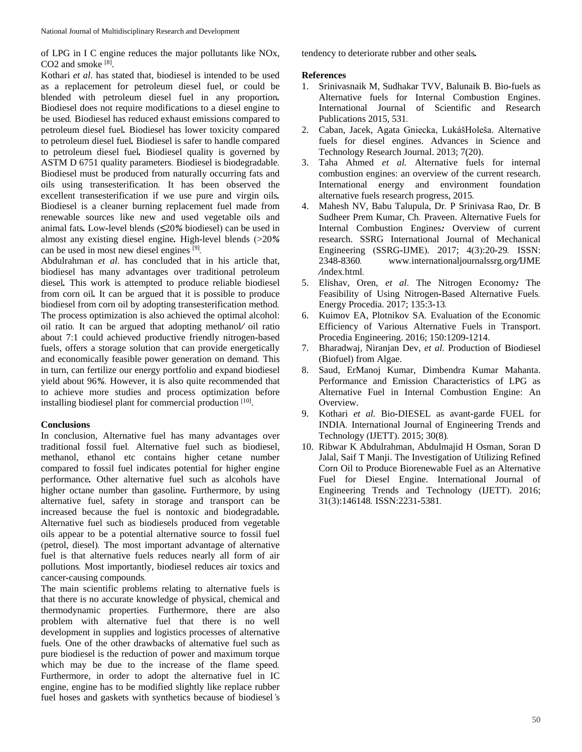of LPG in I C engine reduces the major pollutants like NOx, $CO_2$ and smoke [8].

Kothari *et al*. has stated that, biodiesel is intended to be used as a replacement for petroleum diesel fuel, or could be blended with petroleum diesel fuel in any proportion**.** Biodiesel does not require modifications to a diesel engine to be used. Biodiesel has reduced exhaust emissions compared to petroleum diesel fuel**.** Biodiesel has lower toxicity compared to petroleum diesel fuel**.** Biodiesel is safer to handle compared to petroleum diesel fuel**.** Biodiesel quality is governed by ASTM D 6751 quality parameters. Biodiesel is biodegradable. Biodiesel must be produced from naturally occurring fats and oils using transesterification. It has been observed the excellent transesterification if we use pure and virgin oils**.** Biodiesel is a cleaner burning replacement fuel made from renewable sources like new and used vegetable oils and animal fats**.** Low-level blends (≤20*%* biodiesel) can be used in almost any existing diesel engine**.** High-level blends (>20*%* can be used in most new diesel engines [9].

Abdulrahman *et al*. has concluded that in his article that, biodiesel has many advantages over traditional petroleum diesel**.** This work is attempted to produce reliable biodiesel from corn oil**.** It can be argued that it is possible to produce biodiesel from corn oil by adopting transesterification method. The process optimization is also achieved the optimal alcohol: oil ratio. It can be argued that adopting methanol/ oil ratio about 7:1 could achieved productive friendly nitrogen-based fuels, offers a storage solution that can provide energetically and economically feasible power generation on demand. This in turn, can fertilize our energy portfolio and expand biodiesel yield about 96*%*. However, it is also quite recommended that to achieve more studies and process optimization before installing biodiesel plant for commercial production [10].

## Conclusions

In conclusion, Alternative fuel has many advantages over traditional fossil fuel. Alternative fuel such as biodiesel, methanol, ethanol etc contains higher cetane number compared to fossil fuel indicates potential for higher engine performance**.** Other alternative fuel such as alcohols have higher octane number than gasoline**.** Furthermore, by using alternative fuel, safety in storage and transport can be increased because the fuel is nontoxic and biodegradable**.** Alternative fuel such as biodiesels produced from vegetable oils appear to be a potential alternative source to fossil fuel (petrol, diesel). The most important advantage of alternative fuel is that alternative fuels reduces nearly all form of air pollutions. Most importantly, biodiesel reduces air toxics and cancer-causing compounds.

The main scientific problems relating to alternative fuels is that there is no accurate knowledge of physical, chemical and thermodynamic properties. Furthermore, there are also problem with alternative fuel that there is no well development in supplies and logistics processes of alternative fuels. One of the other drawbacks of alternative fuel such as pure biodiesel is the reduction of power and maximum torque which may be due to the increase of the flame speed. Furthermore, in order to adopt the alternative fuel in IC engine, engine has to be modified slightly like replace rubber fuel hoses and gaskets with synthetics because of biodiesel's tendency to deteriorate rubber and other seals**.**

## References

1. Srinivasnaik M, Sudhakar TVV, Balunaik B. Bio-fuels as Alternative fuels for Internal Combustion Engines. International Journal of Scientific and Research Publications 2015, 531.
2. Caban, Jacek, Agata Gniecka, LukášHoleša. Alternative fuels for diesel engines. Advances in Science and Technology Research Journal. 2013; 7(20).
3. Taha Ahmed *et al.* Alternative fuels for internal combustion engines: an overview of the current research. International energy and environment foundation alternative fuels research progress, 2015.
4. Mahesh NV, Babu Talupula, Dr. P Srinivasa Rao, Dr. B Sudheer Prem Kumar, Ch. Praveen. Alternative Fuels for Internal Combustion Engines*:* Overview of current research. SSRG International Journal of Mechanical Engineering (SSRG-IJME). 2017; 4(3):20-29. ISSN: 2348-8360. www.internationaljournalssrg.org/IJME/index.html.
5. Elishav, Oren, *et al*. The Nitrogen Economy*:* The Feasibility of Using Nitrogen-Based Alternative Fuels. Energy Procedia. 2017; 135:3-13.
6. Kuimov EA, Plotnikov SA. Evaluation of the Economic Efficiency of Various Alternative Fuels in Transport. Procedia Engineering. 2016; 150:1209-1214.
7. Bharadwaj, Niranjan Dev, *et al*. Production of Biodiesel (Biofuel) from Algae.
8. Saud, ErManoj Kumar, Dimbendra Kumar Mahanta. Performance and Emission Characteristics of LPG as Alternative Fuel in Internal Combustion Engine: An Overview.
9. Kothari *et al.* Bio-DIESEL as avant-garde FUEL for INDIA. International Journal of Engineering Trends and Technology (IJETT). 2015; 30(8).
10. Ribwar K Abdulrahman, Abdulmajid H Osman, Soran D Jalal, Saif T Manji. The Investigation of Utilizing Refined Corn Oil to Produce Biorenewable Fuel as an Alternative Fuel for Diesel Engine. International Journal of Engineering Trends and Technology (IJETT). 2016; 31(3):146148. ISSN:2231-5381.